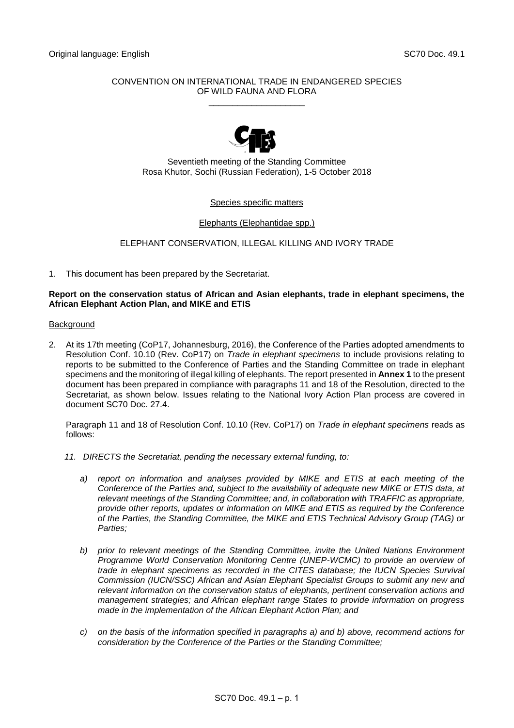Original language: English SC70 Doc. 49.1

CONVENTION ON INTERNATIONAL TRADE IN ENDANGERED SPECIES
OF WILD FAUNA AND FLORA

____________________

Seventieth meeting of the Standing Committee
Rosa Khutor, Sochi (Russian Federation), 1-5 October 2018

Species specific matters

Elephants (Elephantidae spp.)

ELEPHANT CONSERVATION, ILLEGAL KILLING AND IVORY TRADE

1. This document has been prepared by the Secretariat.

**Report on the conservation status of African and Asian elephants, trade in elephant specimens, the African Elephant Action Plan, and MIKE and ETIS**

Background

2. At its 17th meeting (CoP17, Johannesburg, 2016), the Conference of the Parties adopted amendments to Resolution Conf. 10.10 (Rev. CoP17) on *Trade in elephant specimens* to include provisions relating to reports to be submitted to the Conference of Parties and the Standing Committee on trade in elephant specimens and the monitoring of illegal killing of elephants. The report presented in **Annex 1** to the present document has been prepared in compliance with paragraphs 11 and 18 of the Resolution, directed to the Secretariat, as shown below. Issues relating to the National Ivory Action Plan process are covered in document SC70 Doc. 27.4.

   Paragraph 11 and 18 of Resolution Conf. 10.10 (Rev. CoP17) on *Trade in elephant specimens* reads as follows:

   *11. DIRECTS the Secretariat, pending the necessary external funding, to:*

   *a) report on information and analyses provided by MIKE and ETIS at each meeting of the Conference of the Parties and, subject to the availability of adequate new MIKE or ETIS data, at relevant meetings of the Standing Committee; and, in collaboration with TRAFFIC as appropriate, provide other reports, updates or information on MIKE and ETIS as required by the Conference of the Parties, the Standing Committee, the MIKE and ETIS Technical Advisory Group (TAG) or Parties;*

   *b) prior to relevant meetings of the Standing Committee, invite the United Nations Environment Programme World Conservation Monitoring Centre (UNEP-WCMC) to provide an overview of trade in elephant specimens as recorded in the CITES database; the IUCN Species Survival Commission (IUCN/SSC) African and Asian Elephant Specialist Groups to submit any new and relevant information on the conservation status of elephants, pertinent conservation actions and management strategies; and African elephant range States to provide information on progress made in the implementation of the African Elephant Action Plan; and*

   *c) on the basis of the information specified in paragraphs a) and b) above, recommend actions for consideration by the Conference of the Parties or the Standing Committee;*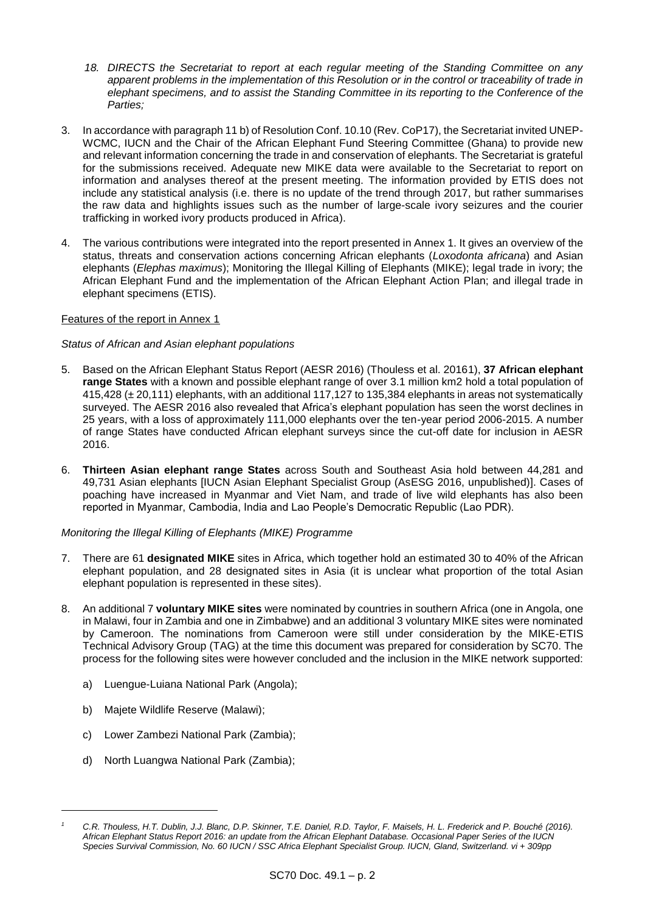*18. DIRECTS the Secretariat to report at each regular meeting of the Standing Committee on any apparent problems in the implementation of this Resolution or in the control or traceability of trade in elephant specimens, and to assist the Standing Committee in its reporting to the Conference of the Parties;*

3. In accordance with paragraph 11 b) of Resolution Conf. 10.10 (Rev. CoP17), the Secretariat invited UNEP-WCMC, IUCN and the Chair of the African Elephant Fund Steering Committee (Ghana) to provide new and relevant information concerning the trade in and conservation of elephants. The Secretariat is grateful for the submissions received. Adequate new MIKE data were available to the Secretariat to report on information and analyses thereof at the present meeting. The information provided by ETIS does not include any statistical analysis (i.e. there is no update of the trend through 2017, but rather summarises the raw data and highlights issues such as the number of large-scale ivory seizures and the courier trafficking in worked ivory products produced in Africa).

4. The various contributions were integrated into the report presented in Annex 1. It gives an overview of the status, threats and conservation actions concerning African elephants (*Loxodonta africana*) and Asian elephants (*Elephas maximus*); Monitoring the Illegal Killing of Elephants (MIKE); legal trade in ivory; the African Elephant Fund and the implementation of the African Elephant Action Plan; and illegal trade in elephant specimens (ETIS).

Features of the report in Annex 1

*Status of African and Asian elephant populations*

5. Based on the African Elephant Status Report (AESR 2016) (Thouless et al. 2016[1]), **37 African elephant range States** with a known and possible elephant range of over 3.1 million km2 hold a total population of 415,428 (± 20,111) elephants, with an additional 117,127 to 135,384 elephants in areas not systematically surveyed. The AESR 2016 also revealed that Africa's elephant population has seen the worst declines in 25 years, with a loss of approximately 111,000 elephants over the ten-year period 2006-2015. A number of range States have conducted African elephant surveys since the cut-off date for inclusion in AESR 2016.

6. **Thirteen Asian elephant range States** across South and Southeast Asia hold between 44,281 and 49,731 Asian elephants [IUCN Asian Elephant Specialist Group (AsESG 2016, unpublished)]. Cases of poaching have increased in Myanmar and Viet Nam, and trade of live wild elephants has also been reported in Myanmar, Cambodia, India and Lao People's Democratic Republic (Lao PDR).

*Monitoring the Illegal Killing of Elephants (MIKE) Programme*

7. There are 61 **designated MIKE** sites in Africa, which together hold an estimated 30 to 40% of the African elephant population, and 28 designated sites in Asia (it is unclear what proportion of the total Asian elephant population is represented in these sites).

8. An additional 7 **voluntary MIKE sites** were nominated by countries in southern Africa (one in Angola, one in Malawi, four in Zambia and one in Zimbabwe) and an additional 3 voluntary MIKE sites were nominated by Cameroon. The nominations from Cameroon were still under consideration by the MIKE-ETIS Technical Advisory Group (TAG) at the time this document was prepared for consideration by SC70. The process for the following sites were however concluded and the inclusion in the MIKE network supported:

   a) Luengue-Luiana National Park (Angola);

   b) Majete Wildlife Reserve (Malawi);

   c) Lower Zambezi National Park (Zambia);

   d) North Luangwa National Park (Zambia);

---

[1] *C.R. Thouless, H.T. Dublin, J.J. Blanc, D.P. Skinner, T.E. Daniel, R.D. Taylor, F. Maisels, H. L. Frederick and P. Bouché (2016). African Elephant Status Report 2016: an update from the African Elephant Database. Occasional Paper Series of the IUCN Species Survival Commission, No. 60 IUCN / SSC Africa Elephant Specialist Group. IUCN, Gland, Switzerland. vi + 309pp*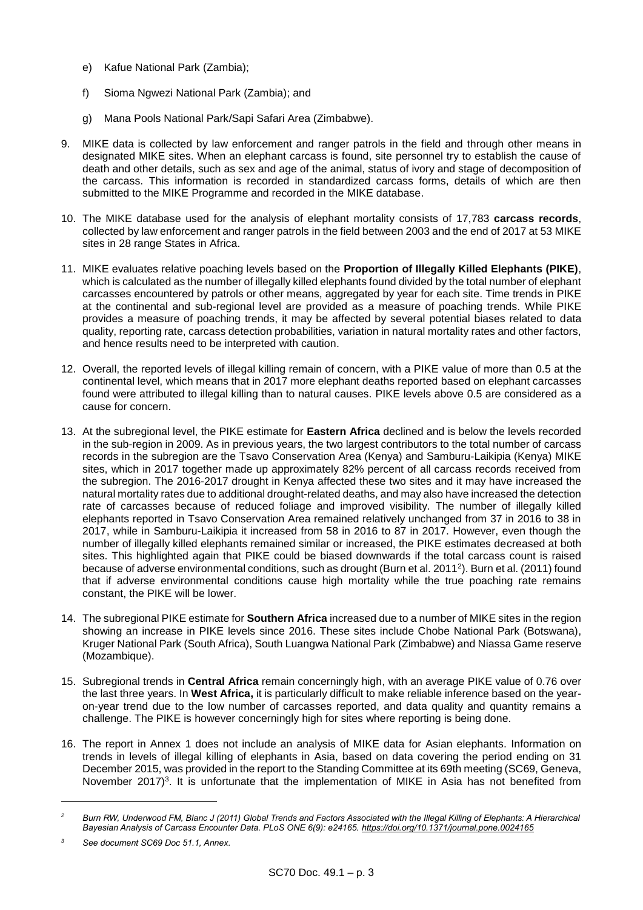e) Kafue National Park (Zambia);

f) Sioma Ngwezi National Park (Zambia); and

g) Mana Pools National Park/Sapi Safari Area (Zimbabwe).

9. MIKE data is collected by law enforcement and ranger patrols in the field and through other means in designated MIKE sites. When an elephant carcass is found, site personnel try to establish the cause of death and other details, such as sex and age of the animal, status of ivory and stage of decomposition of the carcass. This information is recorded in standardized carcass forms, details of which are then submitted to the MIKE Programme and recorded in the MIKE database.

10. The MIKE database used for the analysis of elephant mortality consists of 17,783 **carcass records**, collected by law enforcement and ranger patrols in the field between 2003 and the end of 2017 at 53 MIKE sites in 28 range States in Africa.

11. MIKE evaluates relative poaching levels based on the **Proportion of Illegally Killed Elephants (PIKE)**, which is calculated as the number of illegally killed elephants found divided by the total number of elephant carcasses encountered by patrols or other means, aggregated by year for each site. Time trends in PIKE at the continental and sub-regional level are provided as a measure of poaching trends. While PIKE provides a measure of poaching trends, it may be affected by several potential biases related to data quality, reporting rate, carcass detection probabilities, variation in natural mortality rates and other factors, and hence results need to be interpreted with caution.

12. Overall, the reported levels of illegal killing remain of concern, with a PIKE value of more than 0.5 at the continental level, which means that in 2017 more elephant deaths reported based on elephant carcasses found were attributed to illegal killing than to natural causes. PIKE levels above 0.5 are considered as a cause for concern.

13. At the subregional level, the PIKE estimate for **Eastern Africa** declined and is below the levels recorded in the sub-region in 2009. As in previous years, the two largest contributors to the total number of carcass records in the subregion are the Tsavo Conservation Area (Kenya) and Samburu-Laikipia (Kenya) MIKE sites, which in 2017 together made up approximately 82% percent of all carcass records received from the subregion. The 2016-2017 drought in Kenya affected these two sites and it may have increased the natural mortality rates due to additional drought-related deaths, and may also have increased the detection rate of carcasses because of reduced foliage and improved visibility. The number of illegally killed elephants reported in Tsavo Conservation Area remained relatively unchanged from 37 in 2016 to 38 in 2017, while in Samburu-Laikipia it increased from 58 in 2016 to 87 in 2017. However, even though the number of illegally killed elephants remained similar or increased, the PIKE estimates decreased at both sites. This highlighted again that PIKE could be biased downwards if the total carcass count is raised because of adverse environmental conditions, such as drought (Burn et al. 2011[2]). Burn et al. (2011) found that if adverse environmental conditions cause high mortality while the true poaching rate remains constant, the PIKE will be lower.

14. The subregional PIKE estimate for **Southern Africa** increased due to a number of MIKE sites in the region showing an increase in PIKE levels since 2016. These sites include Chobe National Park (Botswana), Kruger National Park (South Africa), South Luangwa National Park (Zimbabwe) and Niassa Game reserve (Mozambique).

15. Subregional trends in **Central Africa** remain concerningly high, with an average PIKE value of 0.76 over the last three years. In **West Africa,** it is particularly difficult to make reliable inference based on the year-on-year trend due to the low number of carcasses reported, and data quality and quantity remains a challenge. The PIKE is however concerningly high for sites where reporting is being done.

16. The report in Annex 1 does not include an analysis of MIKE data for Asian elephants. Information on trends in levels of illegal killing of elephants in Asia, based on data covering the period ending on 31 December 2015, was provided in the report to the Standing Committee at its 69th meeting (SC69, Geneva, November 2017)[3]. It is unfortunate that the implementation of MIKE in Asia has not benefited from

---

[2] *Burn RW, Underwood FM, Blanc J (2011) Global Trends and Factors Associated with the Illegal Killing of Elephants: A Hierarchical Bayesian Analysis of Carcass Encounter Data. PLoS ONE 6(9): e24165. https://doi.org/10.1371/journal.pone.0024165*

[3] *See document SC69 Doc 51.1, Annex.*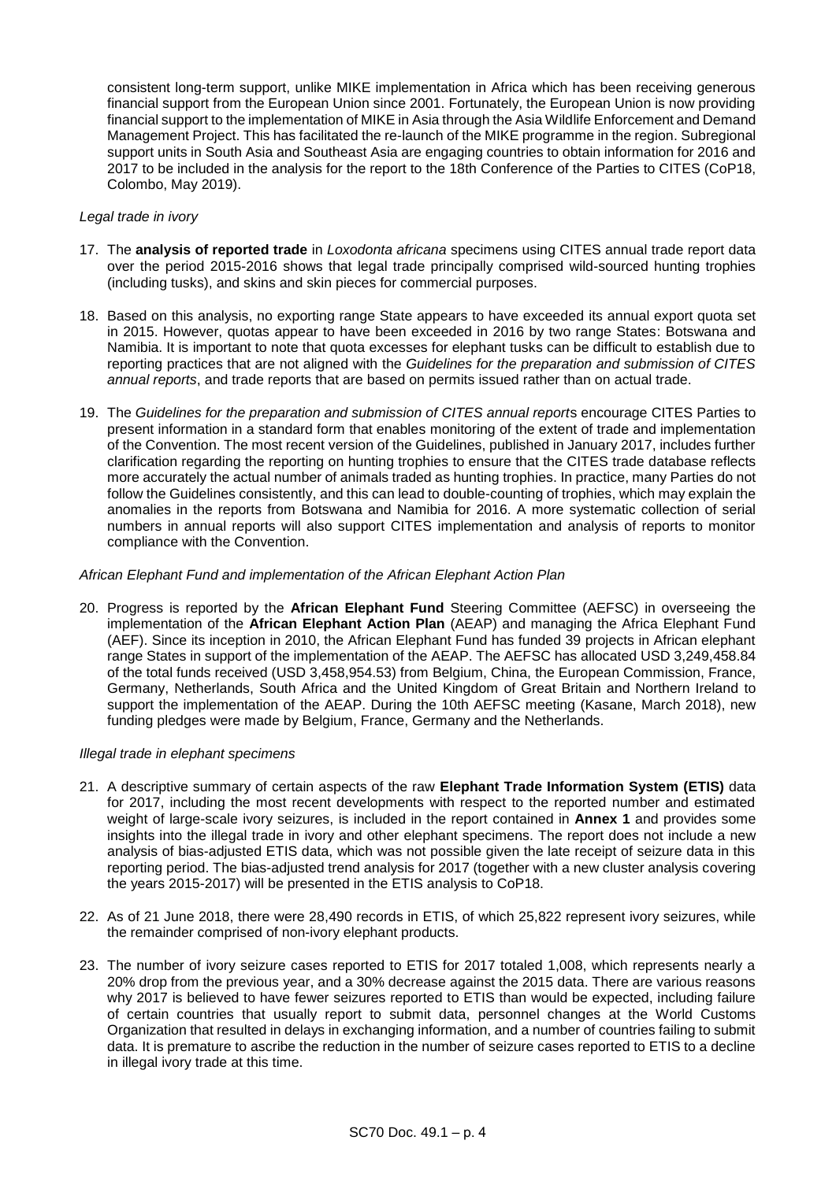consistent long-term support, unlike MIKE implementation in Africa which has been receiving generous financial support from the European Union since 2001. Fortunately, the European Union is now providing financial support to the implementation of MIKE in Asia through the Asia Wildlife Enforcement and Demand Management Project. This has facilitated the re-launch of the MIKE programme in the region. Subregional support units in South Asia and Southeast Asia are engaging countries to obtain information for 2016 and 2017 to be included in the analysis for the report to the 18th Conference of the Parties to CITES (CoP18, Colombo, May 2019).

*Legal trade in ivory*

17. The **analysis of reported trade** in *Loxodonta africana* specimens using CITES annual trade report data over the period 2015-2016 shows that legal trade principally comprised wild-sourced hunting trophies (including tusks), and skins and skin pieces for commercial purposes.

18. Based on this analysis, no exporting range State appears to have exceeded its annual export quota set in 2015. However, quotas appear to have been exceeded in 2016 by two range States: Botswana and Namibia. It is important to note that quota excesses for elephant tusks can be difficult to establish due to reporting practices that are not aligned with the *Guidelines for the preparation and submission of CITES annual reports*, and trade reports that are based on permits issued rather than on actual trade.

19. The *Guidelines for the preparation and submission of CITES annual reports* encourage CITES Parties to present information in a standard form that enables monitoring of the extent of trade and implementation of the Convention. The most recent version of the Guidelines, published in January 2017, includes further clarification regarding the reporting on hunting trophies to ensure that the CITES trade database reflects more accurately the actual number of animals traded as hunting trophies. In practice, many Parties do not follow the Guidelines consistently, and this can lead to double-counting of trophies, which may explain the anomalies in the reports from Botswana and Namibia for 2016. A more systematic collection of serial numbers in annual reports will also support CITES implementation and analysis of reports to monitor compliance with the Convention.

*African Elephant Fund and implementation of the African Elephant Action Plan*

20. Progress is reported by the **African Elephant Fund** Steering Committee (AEFSC) in overseeing the implementation of the **African Elephant Action Plan** (AEAP) and managing the Africa Elephant Fund (AEF). Since its inception in 2010, the African Elephant Fund has funded 39 projects in African elephant range States in support of the implementation of the AEAP. The AEFSC has allocated USD 3,249,458.84 of the total funds received (USD 3,458,954.53) from Belgium, China, the European Commission, France, Germany, Netherlands, South Africa and the United Kingdom of Great Britain and Northern Ireland to support the implementation of the AEAP. During the 10th AEFSC meeting (Kasane, March 2018), new funding pledges were made by Belgium, France, Germany and the Netherlands.

*Illegal trade in elephant specimens*

21. A descriptive summary of certain aspects of the raw **Elephant Trade Information System (ETIS)** data for 2017, including the most recent developments with respect to the reported number and estimated weight of large-scale ivory seizures, is included in the report contained in **Annex 1** and provides some insights into the illegal trade in ivory and other elephant specimens. The report does not include a new analysis of bias-adjusted ETIS data, which was not possible given the late receipt of seizure data in this reporting period. The bias-adjusted trend analysis for 2017 (together with a new cluster analysis covering the years 2015-2017) will be presented in the ETIS analysis to CoP18.

22. As of 21 June 2018, there were 28,490 records in ETIS, of which 25,822 represent ivory seizures, while the remainder comprised of non-ivory elephant products.

23. The number of ivory seizure cases reported to ETIS for 2017 totaled 1,008, which represents nearly a 20% drop from the previous year, and a 30% decrease against the 2015 data. There are various reasons why 2017 is believed to have fewer seizures reported to ETIS than would be expected, including failure of certain countries that usually report to submit data, personnel changes at the World Customs Organization that resulted in delays in exchanging information, and a number of countries failing to submit data. It is premature to ascribe the reduction in the number of seizure cases reported to ETIS to a decline in illegal ivory trade at this time.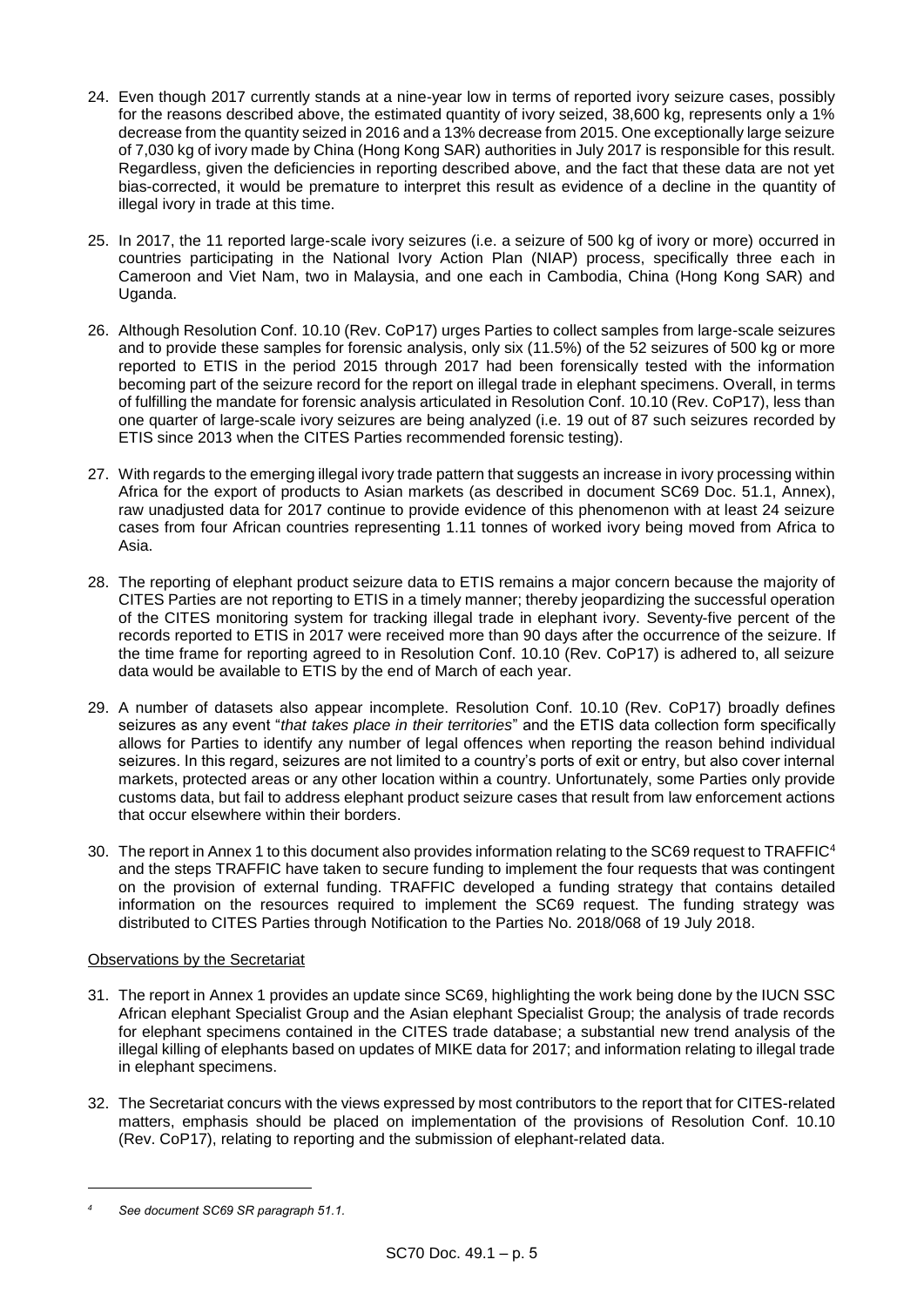24. Even though 2017 currently stands at a nine-year low in terms of reported ivory seizure cases, possibly for the reasons described above, the estimated quantity of ivory seized, 38,600 kg, represents only a 1% decrease from the quantity seized in 2016 and a 13% decrease from 2015. One exceptionally large seizure of 7,030 kg of ivory made by China (Hong Kong SAR) authorities in July 2017 is responsible for this result. Regardless, given the deficiencies in reporting described above, and the fact that these data are not yet bias-corrected, it would be premature to interpret this result as evidence of a decline in the quantity of illegal ivory in trade at this time.

25. In 2017, the 11 reported large-scale ivory seizures (i.e. a seizure of 500 kg of ivory or more) occurred in countries participating in the National Ivory Action Plan (NIAP) process, specifically three each in Cameroon and Viet Nam, two in Malaysia, and one each in Cambodia, China (Hong Kong SAR) and Uganda.

26. Although Resolution Conf. 10.10 (Rev. CoP17) urges Parties to collect samples from large-scale seizures and to provide these samples for forensic analysis, only six (11.5%) of the 52 seizures of 500 kg or more reported to ETIS in the period 2015 through 2017 had been forensically tested with the information becoming part of the seizure record for the report on illegal trade in elephant specimens. Overall, in terms of fulfilling the mandate for forensic analysis articulated in Resolution Conf. 10.10 (Rev. CoP17), less than one quarter of large-scale ivory seizures are being analyzed (i.e. 19 out of 87 such seizures recorded by ETIS since 2013 when the CITES Parties recommended forensic testing).

27. With regards to the emerging illegal ivory trade pattern that suggests an increase in ivory processing within Africa for the export of products to Asian markets (as described in document SC69 Doc. 51.1, Annex), raw unadjusted data for 2017 continue to provide evidence of this phenomenon with at least 24 seizure cases from four African countries representing 1.11 tonnes of worked ivory being moved from Africa to Asia.

28. The reporting of elephant product seizure data to ETIS remains a major concern because the majority of CITES Parties are not reporting to ETIS in a timely manner; thereby jeopardizing the successful operation of the CITES monitoring system for tracking illegal trade in elephant ivory. Seventy-five percent of the records reported to ETIS in 2017 were received more than 90 days after the occurrence of the seizure. If the time frame for reporting agreed to in Resolution Conf. 10.10 (Rev. CoP17) is adhered to, all seizure data would be available to ETIS by the end of March of each year.

29. A number of datasets also appear incomplete. Resolution Conf. 10.10 (Rev. CoP17) broadly defines seizures as any event "*that takes place in their territories*" and the ETIS data collection form specifically allows for Parties to identify any number of legal offences when reporting the reason behind individual seizures. In this regard, seizures are not limited to a country's ports of exit or entry, but also cover internal markets, protected areas or any other location within a country. Unfortunately, some Parties only provide customs data, but fail to address elephant product seizure cases that result from law enforcement actions that occur elsewhere within their borders.

30. The report in Annex 1 to this document also provides information relating to the SC69 request to TRAFFIC[4] and the steps TRAFFIC have taken to secure funding to implement the four requests that was contingent on the provision of external funding. TRAFFIC developed a funding strategy that contains detailed information on the resources required to implement the SC69 request. The funding strategy was distributed to CITES Parties through Notification to the Parties No. 2018/068 of 19 July 2018.

## Observations by the Secretariat

31. The report in Annex 1 provides an update since SC69, highlighting the work being done by the IUCN SSC African elephant Specialist Group and the Asian elephant Specialist Group; the analysis of trade records for elephant specimens contained in the CITES trade database; a substantial new trend analysis of the illegal killing of elephants based on updates of MIKE data for 2017; and information relating to illegal trade in elephant specimens.

32. The Secretariat concurs with the views expressed by most contributors to the report that for CITES-related matters, emphasis should be placed on implementation of the provisions of Resolution Conf. 10.10 (Rev. CoP17), relating to reporting and the submission of elephant-related data.

---

[4] *See document SC69 SR paragraph 51.1.*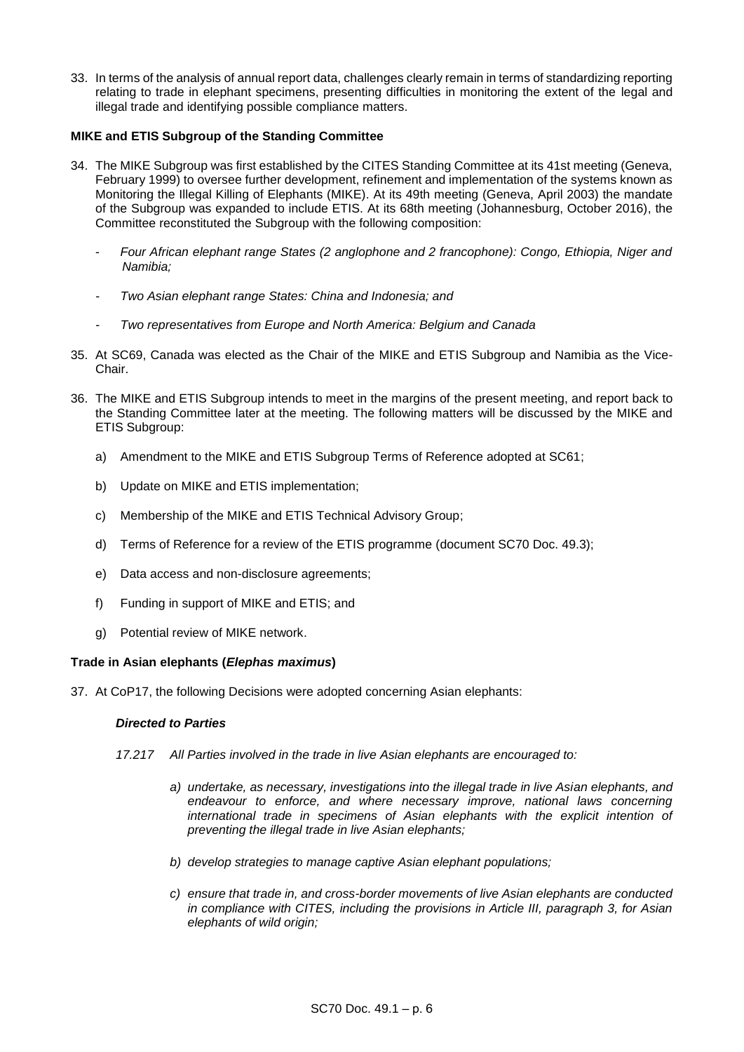33. In terms of the analysis of annual report data, challenges clearly remain in terms of standardizing reporting relating to trade in elephant specimens, presenting difficulties in monitoring the extent of the legal and illegal trade and identifying possible compliance matters.

**MIKE and ETIS Subgroup of the Standing Committee**

34. The MIKE Subgroup was first established by the CITES Standing Committee at its 41st meeting (Geneva, February 1999) to oversee further development, refinement and implementation of the systems known as Monitoring the Illegal Killing of Elephants (MIKE). At its 49th meeting (Geneva, April 2003) the mandate of the Subgroup was expanded to include ETIS. At its 68th meeting (Johannesburg, October 2016), the Committee reconstituted the Subgroup with the following composition:

    - *Four African elephant range States (2 anglophone and 2 francophone): Congo, Ethiopia, Niger and Namibia;*

    - *Two Asian elephant range States: China and Indonesia; and*

    - *Two representatives from Europe and North America: Belgium and Canada*

35. At SC69, Canada was elected as the Chair of the MIKE and ETIS Subgroup and Namibia as the Vice-Chair.

36. The MIKE and ETIS Subgroup intends to meet in the margins of the present meeting, and report back to the Standing Committee later at the meeting. The following matters will be discussed by the MIKE and ETIS Subgroup:

    a) Amendment to the MIKE and ETIS Subgroup Terms of Reference adopted at SC61;

    b) Update on MIKE and ETIS implementation;

    c) Membership of the MIKE and ETIS Technical Advisory Group;

    d) Terms of Reference for a review of the ETIS programme (document SC70 Doc. 49.3);

    e) Data access and non-disclosure agreements;

    f) Funding in support of MIKE and ETIS; and

    g) Potential review of MIKE network.

**Trade in Asian elephants (*Elephas maximus*)**

37. At CoP17, the following Decisions were adopted concerning Asian elephants:

    ***Directed to Parties***

    *17.217 All Parties involved in the trade in live Asian elephants are encouraged to:*

    *a) undertake, as necessary, investigations into the illegal trade in live Asian elephants, and endeavour to enforce, and where necessary improve, national laws concerning international trade in specimens of Asian elephants with the explicit intention of preventing the illegal trade in live Asian elephants;*

    *b) develop strategies to manage captive Asian elephant populations;*

    *c) ensure that trade in, and cross-border movements of live Asian elephants are conducted in compliance with CITES, including the provisions in Article III, paragraph 3, for Asian elephants of wild origin;*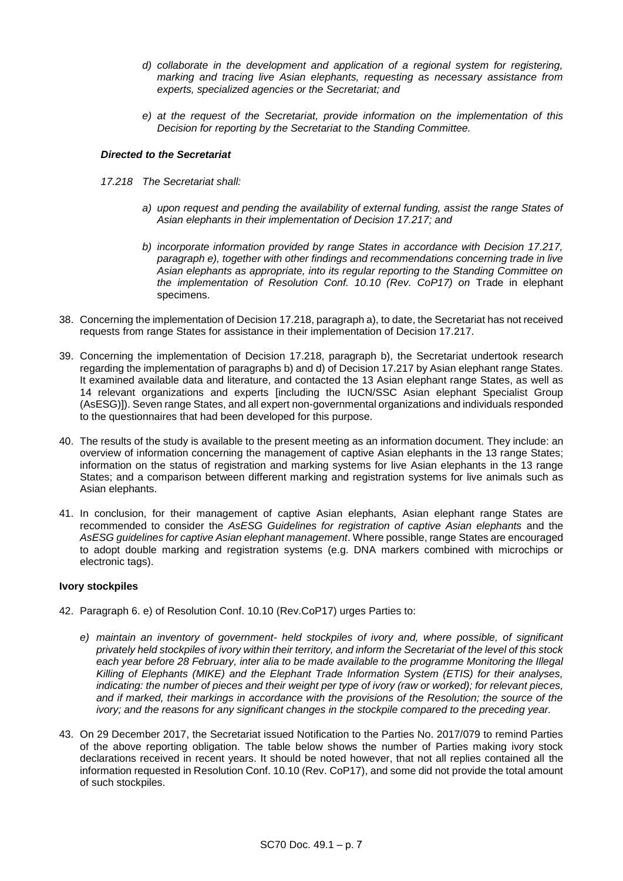*d) collaborate in the development and application of a regional system for registering, marking and tracing live Asian elephants, requesting as necessary assistance from experts, specialized agencies or the Secretariat; and*

*e) at the request of the Secretariat, provide information on the implementation of this Decision for reporting by the Secretariat to the Standing Committee.*

***Directed to the Secretariat***

*17.218 The Secretariat shall:*

*a) upon request and pending the availability of external funding, assist the range States of Asian elephants in their implementation of Decision 17.217; and*

*b) incorporate information provided by range States in accordance with Decision 17.217, paragraph e), together with other findings and recommendations concerning trade in live Asian elephants as appropriate, into its regular reporting to the Standing Committee on the implementation of Resolution Conf. 10.10 (Rev. CoP17) on* Trade in elephant specimens.

38. Concerning the implementation of Decision 17.218, paragraph a), to date, the Secretariat has not received requests from range States for assistance in their implementation of Decision 17.217.

39. Concerning the implementation of Decision 17.218, paragraph b), the Secretariat undertook research regarding the implementation of paragraphs b) and d) of Decision 17.217 by Asian elephant range States. It examined available data and literature, and contacted the 13 Asian elephant range States, as well as 14 relevant organizations and experts [including the IUCN/SSC Asian elephant Specialist Group (AsESG)]). Seven range States, and all expert non-governmental organizations and individuals responded to the questionnaires that had been developed for this purpose.

40. The results of the study is available to the present meeting as an information document. They include: an overview of information concerning the management of captive Asian elephants in the 13 range States; information on the status of registration and marking systems for live Asian elephants in the 13 range States; and a comparison between different marking and registration systems for live animals such as Asian elephants.

41. In conclusion, for their management of captive Asian elephants, Asian elephant range States are recommended to consider the *AsESG Guidelines for registration of captive Asian elephants* and the *AsESG guidelines for captive Asian elephant management*. Where possible, range States are encouraged to adopt double marking and registration systems (e.g. DNA markers combined with microchips or electronic tags).

**Ivory stockpiles**

42. Paragraph 6. e) of Resolution Conf. 10.10 (Rev.CoP17) urges Parties to:

    *e) maintain an inventory of government- held stockpiles of ivory and, where possible, of significant privately held stockpiles of ivory within their territory, and inform the Secretariat of the level of this stock each year before 28 February, inter alia to be made available to the programme Monitoring the Illegal Killing of Elephants (MIKE) and the Elephant Trade Information System (ETIS) for their analyses, indicating: the number of pieces and their weight per type of ivory (raw or worked); for relevant pieces, and if marked, their markings in accordance with the provisions of the Resolution; the source of the ivory; and the reasons for any significant changes in the stockpile compared to the preceding year.*

43. On 29 December 2017, the Secretariat issued Notification to the Parties No. 2017/079 to remind Parties of the above reporting obligation. The table below shows the number of Parties making ivory stock declarations received in recent years. It should be noted however, that not all replies contained all the information requested in Resolution Conf. 10.10 (Rev. CoP17), and some did not provide the total amount of such stockpiles.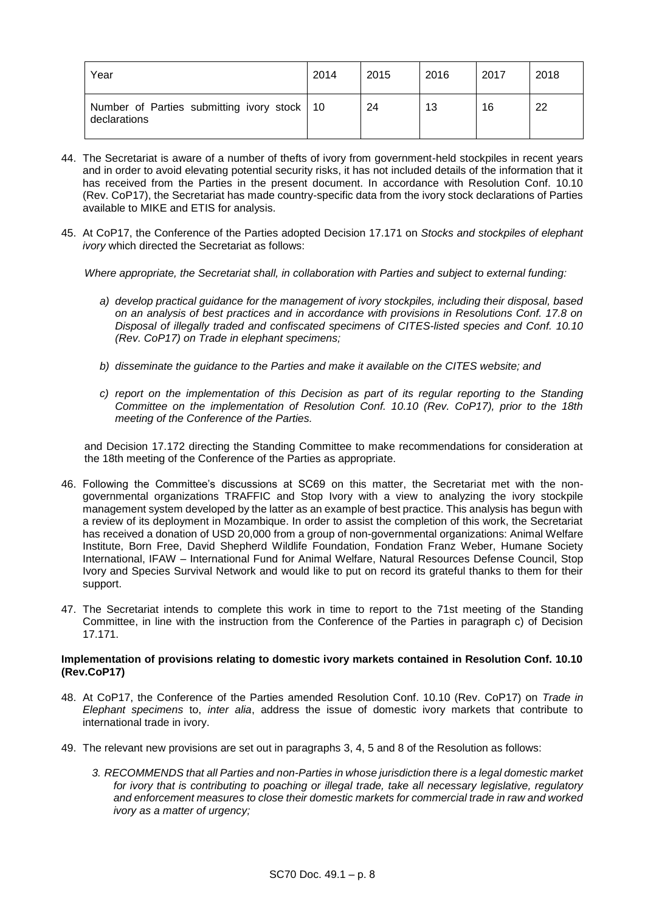| Year | 2014 | 2015 | 2016 | 2017 | 2018 |
|---|---|---|---|---|---|
| Number of Parties submitting ivory stock declarations | 10 | 24 | 13 | 16 | 22 |

44. The Secretariat is aware of a number of thefts of ivory from government-held stockpiles in recent years and in order to avoid elevating potential security risks, it has not included details of the information that it has received from the Parties in the present document. In accordance with Resolution Conf. 10.10 (Rev. CoP17), the Secretariat has made country-specific data from the ivory stock declarations of Parties available to MIKE and ETIS for analysis.

45. At CoP17, the Conference of the Parties adopted Decision 17.171 on *Stocks and stockpiles of elephant ivory* which directed the Secretariat as follows:

    *Where appropriate, the Secretariat shall, in collaboration with Parties and subject to external funding:*

    *a) develop practical guidance for the management of ivory stockpiles, including their disposal, based on an analysis of best practices and in accordance with provisions in Resolutions Conf. 17.8 on Disposal of illegally traded and confiscated specimens of CITES-listed species and Conf. 10.10 (Rev. CoP17) on Trade in elephant specimens;*

    *b) disseminate the guidance to the Parties and make it available on the CITES website; and*

    *c) report on the implementation of this Decision as part of its regular reporting to the Standing Committee on the implementation of Resolution Conf. 10.10 (Rev. CoP17), prior to the 18th meeting of the Conference of the Parties.*

    and Decision 17.172 directing the Standing Committee to make recommendations for consideration at the 18th meeting of the Conference of the Parties as appropriate.

46. Following the Committee's discussions at SC69 on this matter, the Secretariat met with the non-governmental organizations TRAFFIC and Stop Ivory with a view to analyzing the ivory stockpile management system developed by the latter as an example of best practice. This analysis has begun with a review of its deployment in Mozambique. In order to assist the completion of this work, the Secretariat has received a donation of USD 20,000 from a group of non-governmental organizations: Animal Welfare Institute, Born Free, David Shepherd Wildlife Foundation, Fondation Franz Weber, Humane Society International, IFAW – International Fund for Animal Welfare, Natural Resources Defense Council, Stop Ivory and Species Survival Network and would like to put on record its grateful thanks to them for their support.

47. The Secretariat intends to complete this work in time to report to the 71st meeting of the Standing Committee, in line with the instruction from the Conference of the Parties in paragraph c) of Decision 17.171.

**Implementation of provisions relating to domestic ivory markets contained in Resolution Conf. 10.10 (Rev.CoP17)**

48. At CoP17, the Conference of the Parties amended Resolution Conf. 10.10 (Rev. CoP17) on *Trade in Elephant specimens* to, *inter alia*, address the issue of domestic ivory markets that contribute to international trade in ivory.

49. The relevant new provisions are set out in paragraphs 3, 4, 5 and 8 of the Resolution as follows:

    *3. RECOMMENDS that all Parties and non-Parties in whose jurisdiction there is a legal domestic market for ivory that is contributing to poaching or illegal trade, take all necessary legislative, regulatory and enforcement measures to close their domestic markets for commercial trade in raw and worked ivory as a matter of urgency;*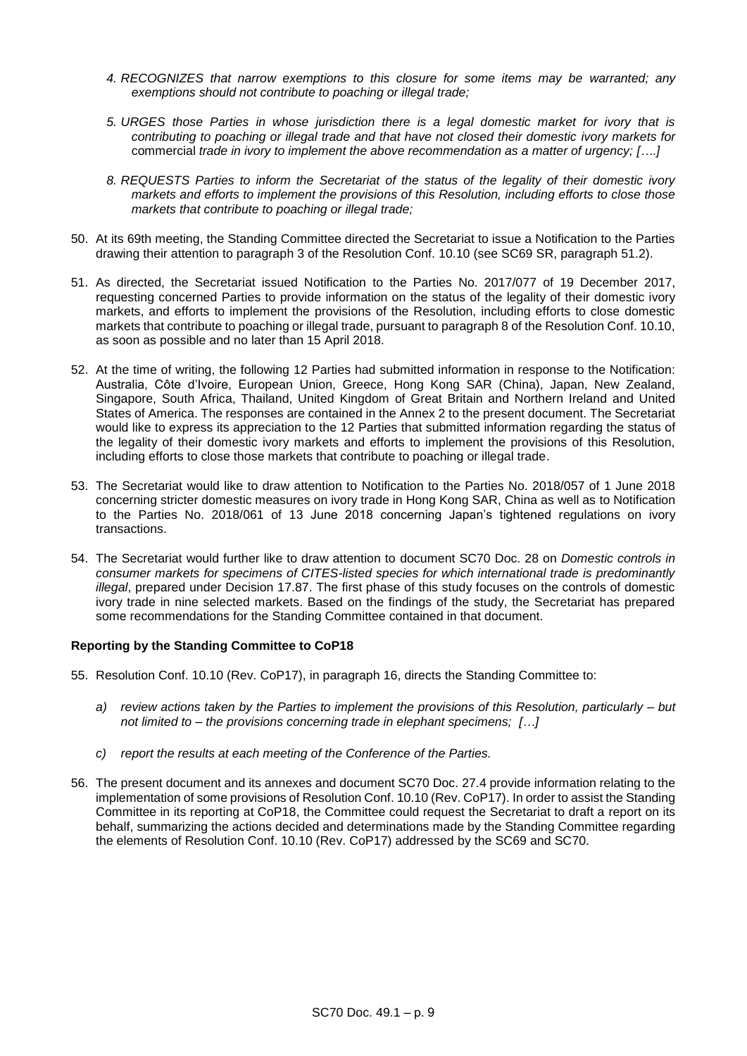*4. RECOGNIZES that narrow exemptions to this closure for some items may be warranted; any exemptions should not contribute to poaching or illegal trade;*

*5. URGES those Parties in whose jurisdiction there is a legal domestic market for ivory that is contributing to poaching or illegal trade and that have not closed their domestic ivory markets for* commercial *trade in ivory to implement the above recommendation as a matter of urgency; [….]*

*8. REQUESTS Parties to inform the Secretariat of the status of the legality of their domestic ivory markets and efforts to implement the provisions of this Resolution, including efforts to close those markets that contribute to poaching or illegal trade;*

50. At its 69th meeting, the Standing Committee directed the Secretariat to issue a Notification to the Parties drawing their attention to paragraph 3 of the Resolution Conf. 10.10 (see SC69 SR, paragraph 51.2).

51. As directed, the Secretariat issued Notification to the Parties No. 2017/077 of 19 December 2017, requesting concerned Parties to provide information on the status of the legality of their domestic ivory markets, and efforts to implement the provisions of the Resolution, including efforts to close domestic markets that contribute to poaching or illegal trade, pursuant to paragraph 8 of the Resolution Conf. 10.10, as soon as possible and no later than 15 April 2018.

52. At the time of writing, the following 12 Parties had submitted information in response to the Notification: Australia, Côte d'Ivoire, European Union, Greece, Hong Kong SAR (China), Japan, New Zealand, Singapore, South Africa, Thailand, United Kingdom of Great Britain and Northern Ireland and United States of America. The responses are contained in the Annex 2 to the present document. The Secretariat would like to express its appreciation to the 12 Parties that submitted information regarding the status of the legality of their domestic ivory markets and efforts to implement the provisions of this Resolution, including efforts to close those markets that contribute to poaching or illegal trade.

53. The Secretariat would like to draw attention to Notification to the Parties No. 2018/057 of 1 June 2018 concerning stricter domestic measures on ivory trade in Hong Kong SAR, China as well as to Notification to the Parties No. 2018/061 of 13 June 2018 concerning Japan's tightened regulations on ivory transactions.

54. The Secretariat would further like to draw attention to document SC70 Doc. 28 on *Domestic controls in consumer markets for specimens of CITES-listed species for which international trade is predominantly illegal*, prepared under Decision 17.87. The first phase of this study focuses on the controls of domestic ivory trade in nine selected markets. Based on the findings of the study, the Secretariat has prepared some recommendations for the Standing Committee contained in that document.

**Reporting by the Standing Committee to CoP18**

55. Resolution Conf. 10.10 (Rev. CoP17), in paragraph 16, directs the Standing Committee to:

    *a) review actions taken by the Parties to implement the provisions of this Resolution, particularly – but not limited to – the provisions concerning trade in elephant specimens; […]*

    *c) report the results at each meeting of the Conference of the Parties.*

56. The present document and its annexes and document SC70 Doc. 27.4 provide information relating to the implementation of some provisions of Resolution Conf. 10.10 (Rev. CoP17). In order to assist the Standing Committee in its reporting at CoP18, the Committee could request the Secretariat to draft a report on its behalf, summarizing the actions decided and determinations made by the Standing Committee regarding the elements of Resolution Conf. 10.10 (Rev. CoP17) addressed by the SC69 and SC70.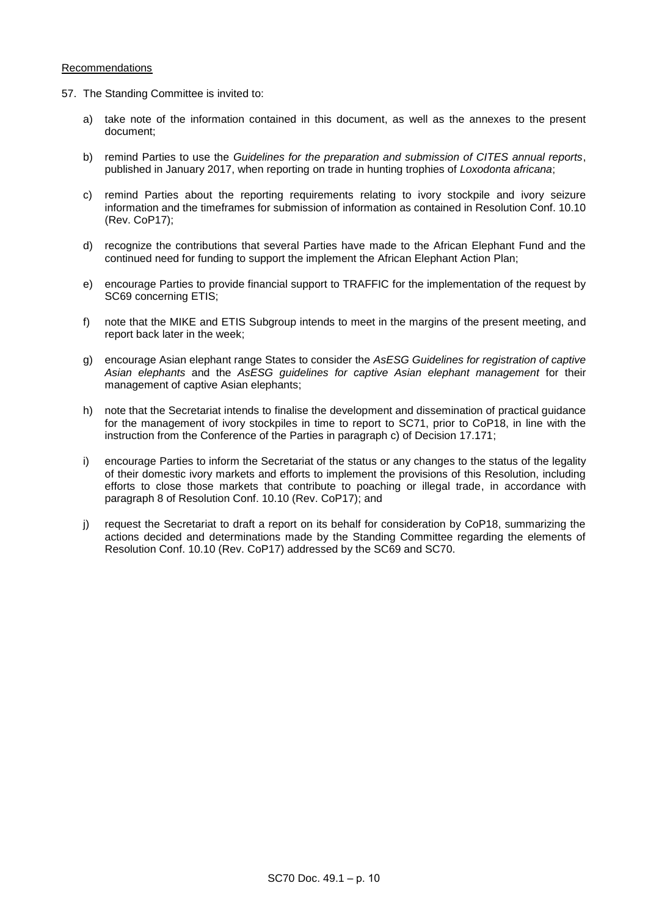Recommendations

57. The Standing Committee is invited to:

a) take note of the information contained in this document, as well as the annexes to the present document;

b) remind Parties to use the *Guidelines for the preparation and submission of CITES annual reports*, published in January 2017, when reporting on trade in hunting trophies of *Loxodonta africana*;

c) remind Parties about the reporting requirements relating to ivory stockpile and ivory seizure information and the timeframes for submission of information as contained in Resolution Conf. 10.10 (Rev. CoP17);

d) recognize the contributions that several Parties have made to the African Elephant Fund and the continued need for funding to support the implement the African Elephant Action Plan;

e) encourage Parties to provide financial support to TRAFFIC for the implementation of the request by SC69 concerning ETIS;

f) note that the MIKE and ETIS Subgroup intends to meet in the margins of the present meeting, and report back later in the week;

g) encourage Asian elephant range States to consider the *AsESG Guidelines for registration of captive Asian elephants* and the *AsESG guidelines for captive Asian elephant management* for their management of captive Asian elephants;

h) note that the Secretariat intends to finalise the development and dissemination of practical guidance for the management of ivory stockpiles in time to report to SC71, prior to CoP18, in line with the instruction from the Conference of the Parties in paragraph c) of Decision 17.171;

i) encourage Parties to inform the Secretariat of the status or any changes to the status of the legality of their domestic ivory markets and efforts to implement the provisions of this Resolution, including efforts to close those markets that contribute to poaching or illegal trade, in accordance with paragraph 8 of Resolution Conf. 10.10 (Rev. CoP17); and

j) request the Secretariat to draft a report on its behalf for consideration by CoP18, summarizing the actions decided and determinations made by the Standing Committee regarding the elements of Resolution Conf. 10.10 (Rev. CoP17) addressed by the SC69 and SC70.